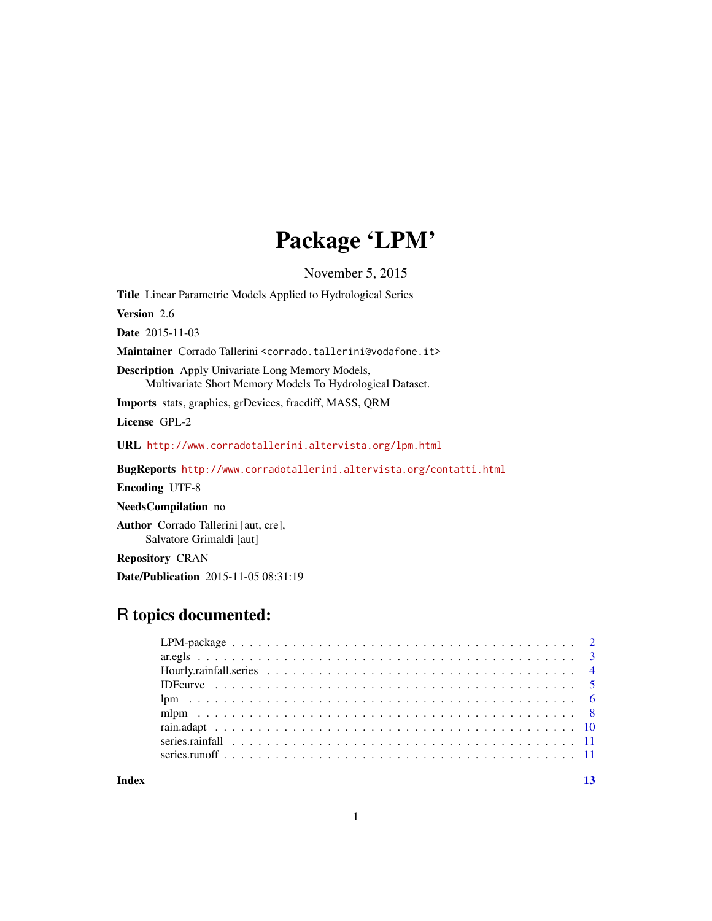# Package 'LPM'

November 5, 2015

**Title** Linear Parametric Models Applied to Hydrological Series

**Version** 2.6

**Date** 2015-11-03

**Maintainer** Corrado Tallerini <corrado.tallerini@vodafone.it>

**Description** Apply Univariate Long Memory Models,
Multivariate Short Memory Models To Hydrological Dataset.

**Imports** stats, graphics, grDevices, fracdiff, MASS, QRM

**License** GPL-2

**URL** http://www.corradotallerini.altervista.org/lpm.html

**BugReports** http://www.corradotallerini.altervista.org/contatti.html

**Encoding** UTF-8

**NeedsCompilation** no

**Author** Corrado Tallerini [aut, cre],
Salvatore Grimaldi [aut]

**Repository** CRAN

**Date/Publication** 2015-11-05 08:31:19

## R topics documented:

| | |
|---|---|
| LPM-package | 2 |
| ar.egls | 3 |
| Hourly.rainfall.series | 4 |
| IDFcurve | 5 |
| lpm | 6 |
| mlpm | 8 |
| rain.adapt | 10 |
| series.rainfall | 11 |
| series.runoff | 11 |
| **Index** | **13** |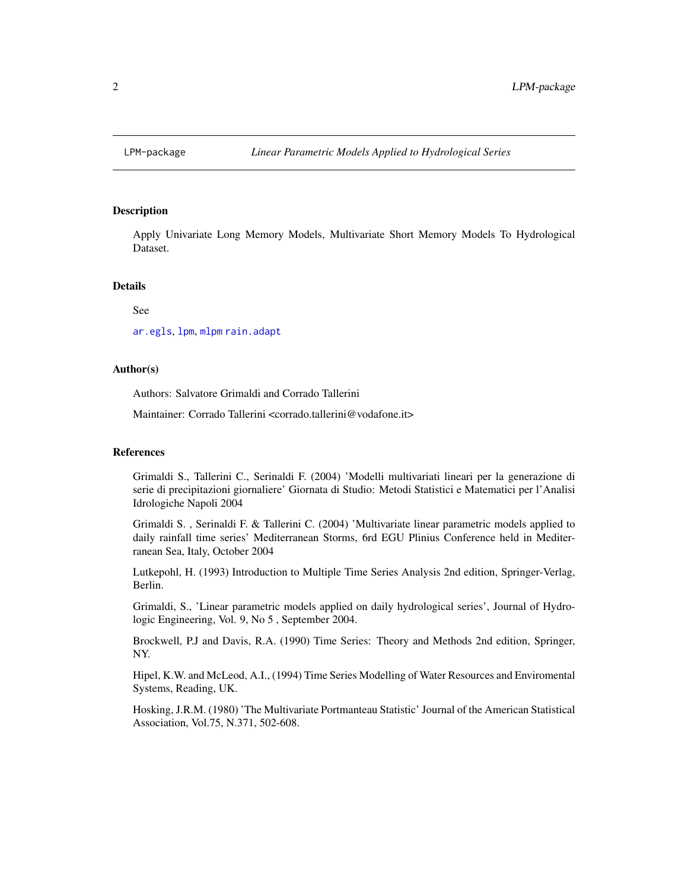# LPM-package *Linear Parametric Models Applied to Hydrological Series*

## Description

Apply Univariate Long Memory Models, Multivariate Short Memory Models To Hydrological Dataset.

## Details

See

`ar.egls`, `lpm`, `mlpm` `rain.adapt`

## Author(s)

Authors: Salvatore Grimaldi and Corrado Tallerini

Maintainer: Corrado Tallerini <corrado.tallerini@vodafone.it>

## References

Grimaldi S., Tallerini C., Serinaldi F. (2004) 'Modelli multivariati lineari per la generazione di serie di precipitazioni giornaliere' Giornata di Studio: Metodi Statistici e Matematici per l'Analisi Idrologiche Napoli 2004

Grimaldi S. , Serinaldi F. & Tallerini C. (2004) 'Multivariate linear parametric models applied to daily rainfall time series' Mediterranean Storms, 6rd EGU Plinius Conference held in Mediterranean Sea, Italy, October 2004

Lutkepohl, H. (1993) Introduction to Multiple Time Series Analysis 2nd edition, Springer-Verlag, Berlin.

Grimaldi, S., 'Linear parametric models applied on daily hydrological series', Journal of Hydrologic Engineering, Vol. 9, No 5 , September 2004.

Brockwell, P.J and Davis, R.A. (1990) Time Series: Theory and Methods 2nd edition, Springer, NY.

Hipel, K.W. and McLeod, A.I., (1994) Time Series Modelling of Water Resources and Enviromental Systems, Reading, UK.

Hosking, J.R.M. (1980) 'The Multivariate Portmanteau Statistic' Journal of the American Statistical Association, Vol.75, N.371, 502-608.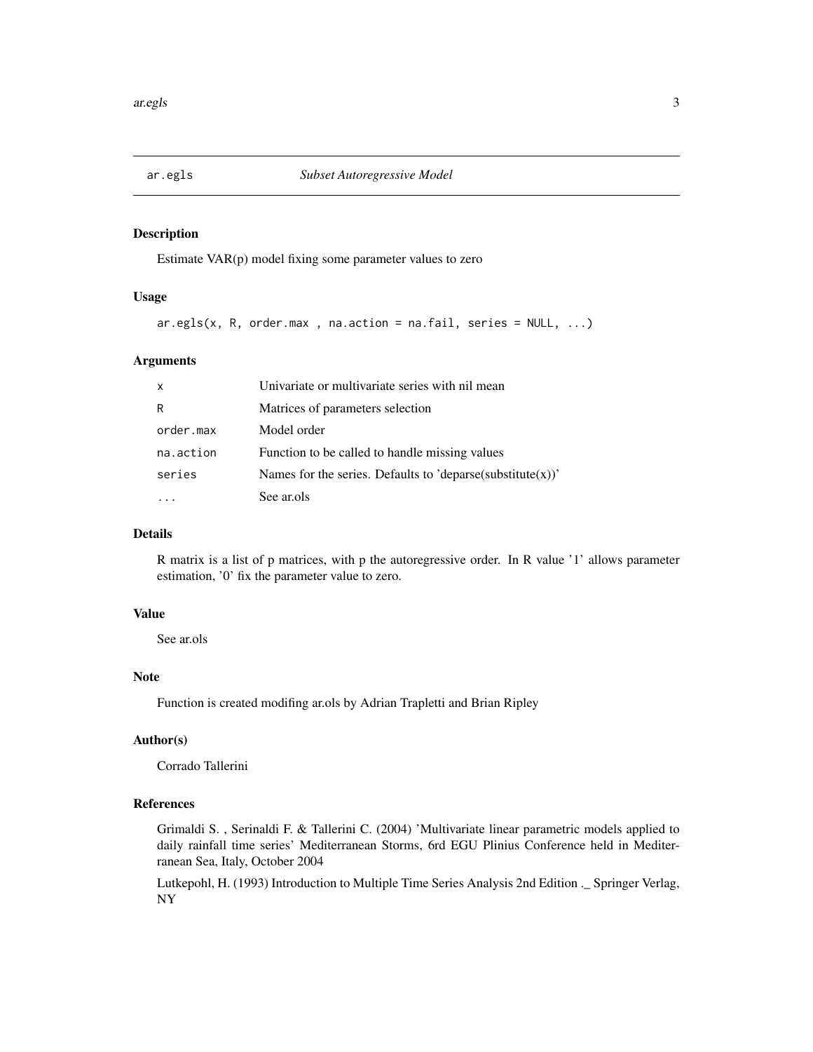ar.egls *Subset Autoregressive Model*

## Description

Estimate VAR(p) model fixing some parameter values to zero

## Usage

```
ar.egls(x, R, order.max , na.action = na.fail, series = NULL, ...)
```

## Arguments

| | |
|---|---|
| x | Univariate or multivariate series with nil mean |
| R | Matrices of parameters selection |
| order.max | Model order |
| na.action | Function to be called to handle missing values |
| series | Names for the series. Defaults to 'deparse(substitute(x))' |
| ... | See ar.ols |

## Details

R matrix is a list of p matrices, with p the autoregressive order. In R value '1' allows parameter estimation, '0' fix the parameter value to zero.

## Value

See ar.ols

## Note

Function is created modifing ar.ols by Adrian Trapletti and Brian Ripley

## Author(s)

Corrado Tallerini

## References

Grimaldi S. , Serinaldi F. & Tallerini C. (2004) 'Multivariate linear parametric models applied to daily rainfall time series' Mediterranean Storms, 6rd EGU Plinius Conference held in Mediterranean Sea, Italy, October 2004

Lutkepohl, H. (1993) Introduction to Multiple Time Series Analysis 2nd Edition ._ Springer Verlag, NY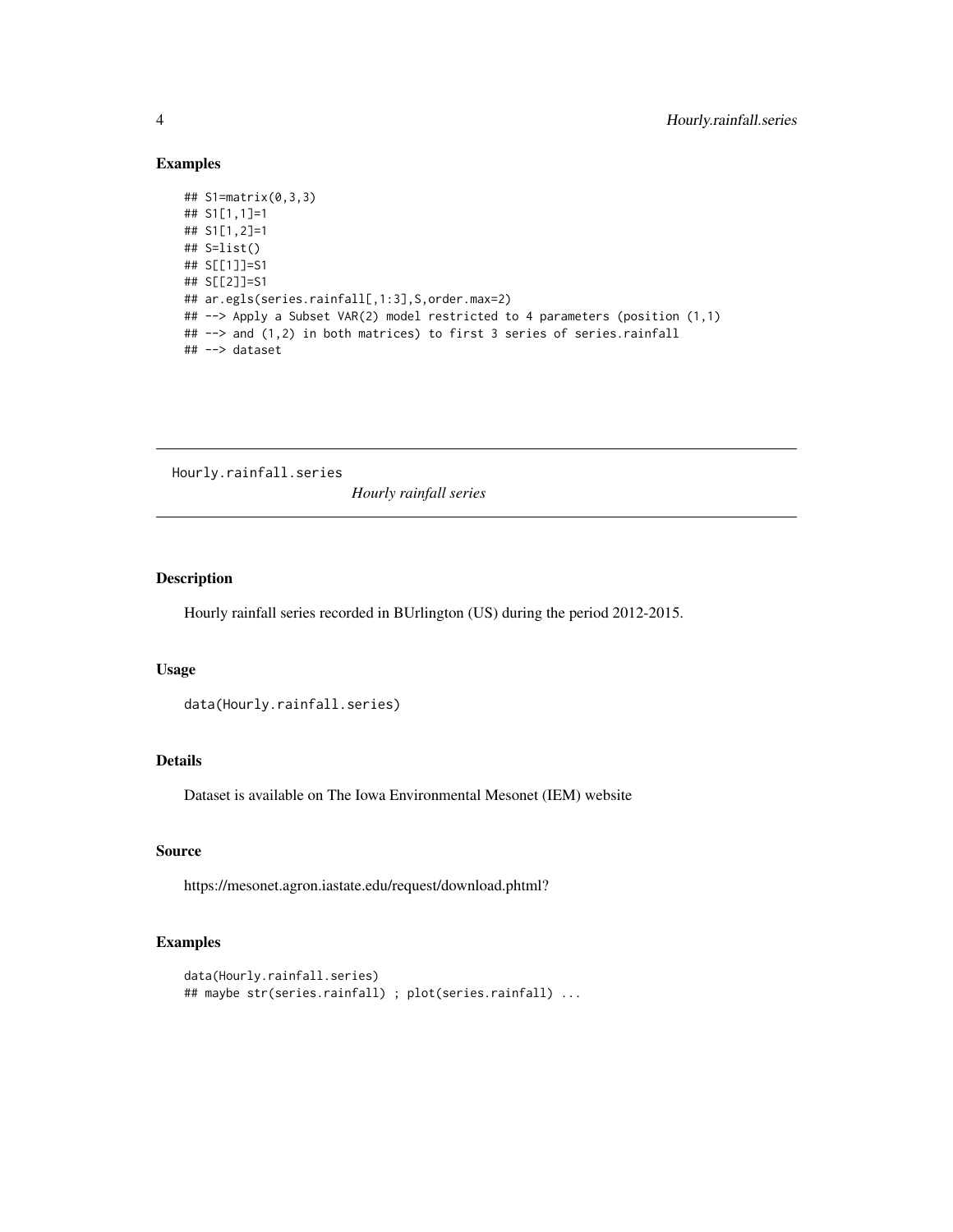## Examples

```
## S1=matrix(0,3,3)
## S1[1,1]=1
## S1[1,2]=1
## S=list()
## S[[1]]=S1
## S[[2]]=S1
## ar.egls(series.rainfall[,1:3],S,order.max=2)
## --> Apply a Subset VAR(2) model restricted to 4 parameters (position (1,1)
## --> and (1,2) in both matrices) to first 3 series of series.rainfall
## --> dataset
```

---

# Hourly.rainfall.series

*Hourly rainfall series*

---

## Description

Hourly rainfall series recorded in BUrlington (US) during the period 2012-2015.

## Usage

```
data(Hourly.rainfall.series)
```

## Details

Dataset is available on The Iowa Environmental Mesonet (IEM) website

## Source

https://mesonet.agron.iastate.edu/request/download.phtml?

## Examples

```
data(Hourly.rainfall.series)
## maybe str(series.rainfall) ; plot(series.rainfall) ...
```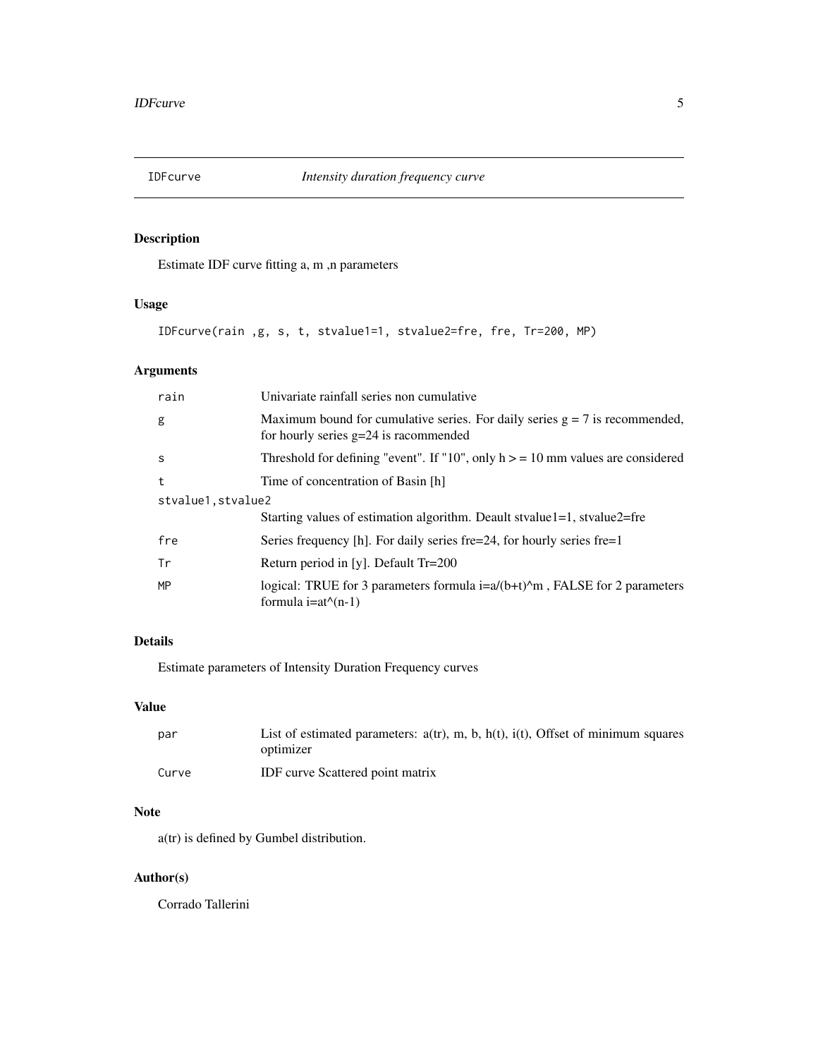# IDFcurve — *Intensity duration frequency curve*

## Description

Estimate IDF curve fitting a, m ,n parameters

## Usage

```
IDFcurve(rain ,g, s, t, stvalue1=1, stvalue2=fre, fre, Tr=200, MP)
```

## Arguments

| Argument | Description |
|---|---|
| rain | Univariate rainfall series non cumulative |
| g | Maximum bound for cumulative series. For daily series g = 7 is recommended, for hourly series g=24 is racommended |
| s | Threshold for defining "event". If "10", only h > = 10 mm values are considered |
| t | Time of concentration of Basin [h] |
| stvalue1,stvalue2 | Starting values of estimation algorithm. Deault stvalue1=1, stvalue2=fre |
| fre | Series frequency [h]. For daily series fre=24, for hourly series fre=1 |
| Tr | Return period in [y]. Default Tr=200 |
| MP | logical: TRUE for 3 parameters formula i=a/(b+t)^m , FALSE for 2 parameters formula i=at^(n-1) |

## Details

Estimate parameters of Intensity Duration Frequency curves

## Value

| | |
|---|---|
| par | List of estimated parameters: a(tr), m, b, h(t), i(t), Offset of minimum squares optimizer |
| Curve | IDF curve Scattered point matrix |

## Note

a(tr) is defined by Gumbel distribution.

## Author(s)

Corrado Tallerini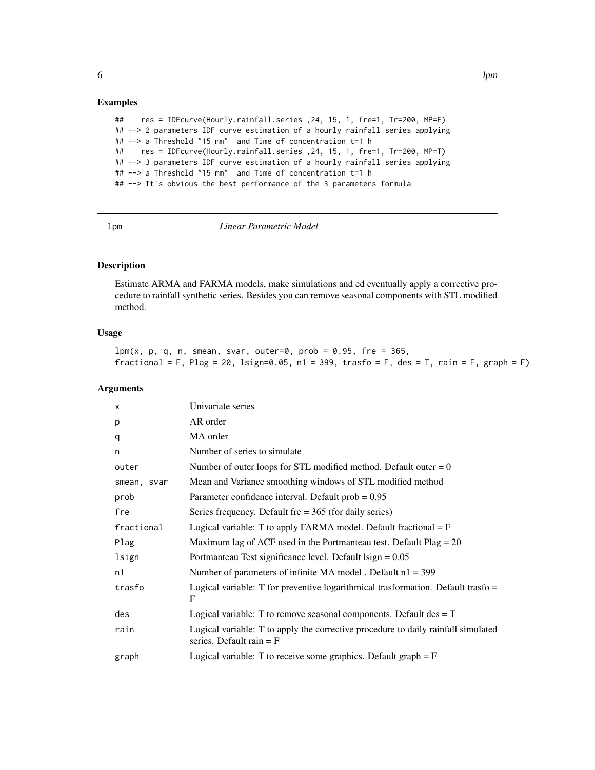## Examples

```
##    res = IDFcurve(Hourly.rainfall.series ,24, 15, 1, fre=1, Tr=200, MP=F)
## --> 2 parameters IDF curve estimation of a hourly rainfall series applying
## --> a Threshold "15 mm"  and Time of concentration t=1 h
##    res = IDFcurve(Hourly.rainfall.series ,24, 15, 1, fre=1, Tr=200, MP=T)
## --> 3 parameters IDF curve estimation of a hourly rainfall series applying
## --> a Threshold "15 mm"  and Time of concentration t=1 h
## --> It's obvious the best performance of the 3 parameters formula
```

---

# lpm *Linear Parametric Model*

---

## Description

Estimate ARMA and FARMA models, make simulations and ed eventually apply a corrective procedure to rainfall synthetic series. Besides you can remove seasonal components with STL modified method.

## Usage

```
lpm(x, p, q, n, smean, svar, outer=0, prob = 0.95, fre = 365,
fractional = F, Plag = 20, lsign=0.05, n1 = 399, trasfo = F, des = T, rain = F, graph = F)
```

## Arguments

| | |
|---|---|
| x | Univariate series |
| p | AR order |
| q | MA order |
| n | Number of series to simulate |
| outer | Number of outer loops for STL modified method. Default outer = 0 |
| smean, svar | Mean and Variance smoothing windows of STL modified method |
| prob | Parameter confidence interval. Default prob = 0.95 |
| fre | Series frequency. Default fre = 365 (for daily series) |
| fractional | Logical variable: T to apply FARMA model. Default fractional = F |
| Plag | Maximum lag of ACF used in the Portmanteau test. Default Plag = 20 |
| lsign | Portmanteau Test significance level. Default lsign = 0.05 |
| n1 | Number of parameters of infinite MA model . Default n1 = 399 |
| trasfo | Logical variable: T for preventive logarithmical trasformation. Default trasfo = F |
| des | Logical variable: T to remove seasonal components. Default des = T |
| rain | Logical variable: T to apply the corrective procedure to daily rainfall simulated series. Default rain = F |
| graph | Logical variable: T to receive some graphics. Default graph = F |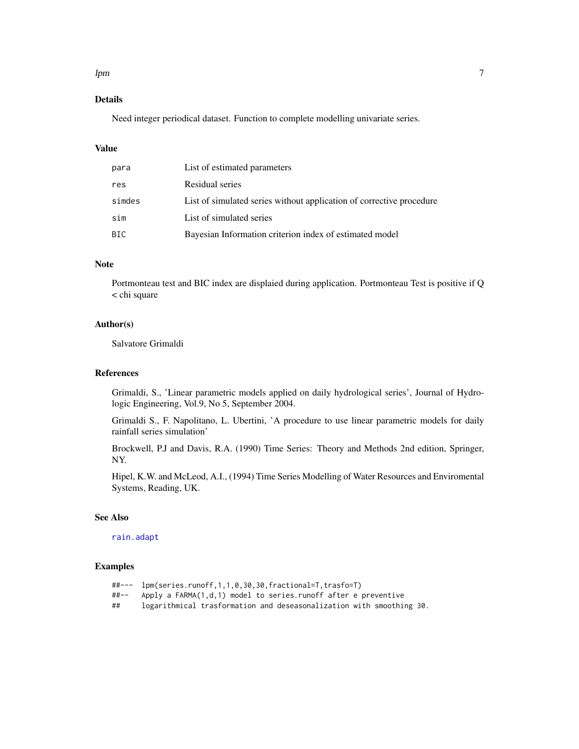## Details

Need integer periodical dataset. Function to complete modelling univariate series.

## Value

| | |
|---|---|
| para | List of estimated parameters |
| res | Residual series |
| simdes | List of simulated series without application of corrective procedure |
| sim | List of simulated series |
| BIC | Bayesian Information criterion index of estimated model |

## Note

Portmonteau test and BIC index are displaied during application. Portmonteau Test is positive if Q < chi square

## Author(s)

Salvatore Grimaldi

## References

Grimaldi, S., 'Linear parametric models applied on daily hydrological series', Journal of Hydrologic Engineering, Vol.9, No 5, September 2004.

Grimaldi S., F. Napolitano, L. Ubertini, 'A procedure to use linear parametric models for daily rainfall series simulation'

Brockwell, P.J and Davis, R.A. (1990) Time Series: Theory and Methods 2nd edition, Springer, NY.

Hipel, K.W. and McLeod, A.I., (1994) Time Series Modelling of Water Resources and Enviromental Systems, Reading, UK.

## See Also

rain.adapt

## Examples

```
##---  lpm(series.runoff,1,1,0,30,30,fractional=T,trasfo=T)
##--   Apply a FARMA(1,d,1) model to series.runoff after e preventive
##     logarithmical trasformation and deseasonalization with smoothing 30.
```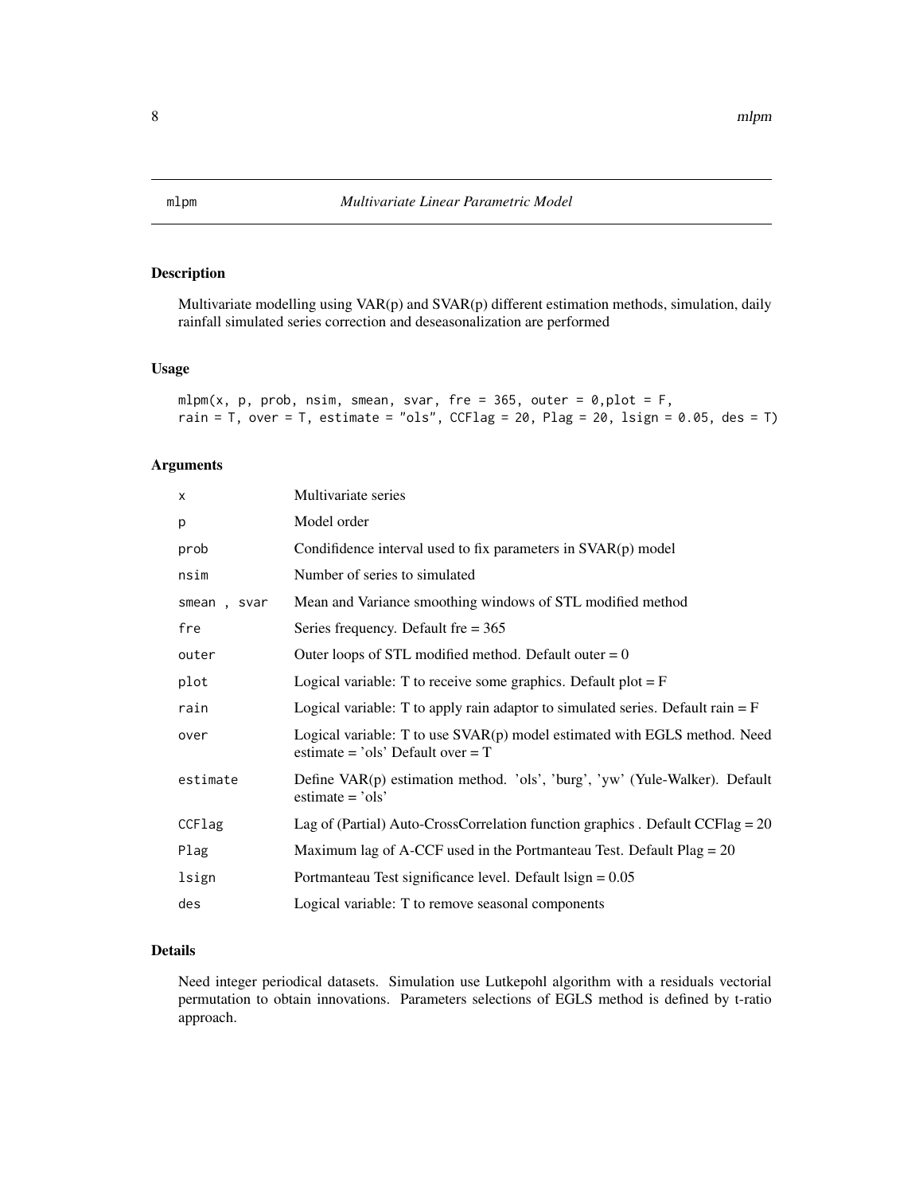# mlpm — *Multivariate Linear Parametric Model*

## Description

Multivariate modelling using VAR(p) and SVAR(p) different estimation methods, simulation, daily rainfall simulated series correction and deseasonalization are performed

## Usage

```
mlpm(x, p, prob, nsim, smean, svar, fre = 365, outer = 0,plot = F,
rain = T, over = T, estimate = "ols", CCFlag = 20, Plag = 20, lsign = 0.05, des = T)
```

## Arguments

| | |
|---|---|
| x | Multivariate series |
| p | Model order |
| prob | Condifidence interval used to fix parameters in SVAR(p) model |
| nsim | Number of series to simulated |
| smean , svar | Mean and Variance smoothing windows of STL modified method |
| fre | Series frequency. Default fre = 365 |
| outer | Outer loops of STL modified method. Default outer = 0 |
| plot | Logical variable: T to receive some graphics. Default plot = F |
| rain | Logical variable: T to apply rain adaptor to simulated series. Default rain = F |
| over | Logical variable: T to use SVAR(p) model estimated with EGLS method. Need estimate = 'ols' Default over = T |
| estimate | Define VAR(p) estimation method. 'ols', 'burg', 'yw' (Yule-Walker). Default estimate = 'ols' |
| CCFlag | Lag of (Partial) Auto-CrossCorrelation function graphics . Default CCFlag = 20 |
| Plag | Maximum lag of A-CCF used in the Portmanteau Test. Default Plag = 20 |
| lsign | Portmanteau Test significance level. Default lsign = 0.05 |
| des | Logical variable: T to remove seasonal components |

## Details

Need integer periodical datasets. Simulation use Lutkepohl algorithm with a residuals vectorial permutation to obtain innovations. Parameters selections of EGLS method is defined by t-ratio approach.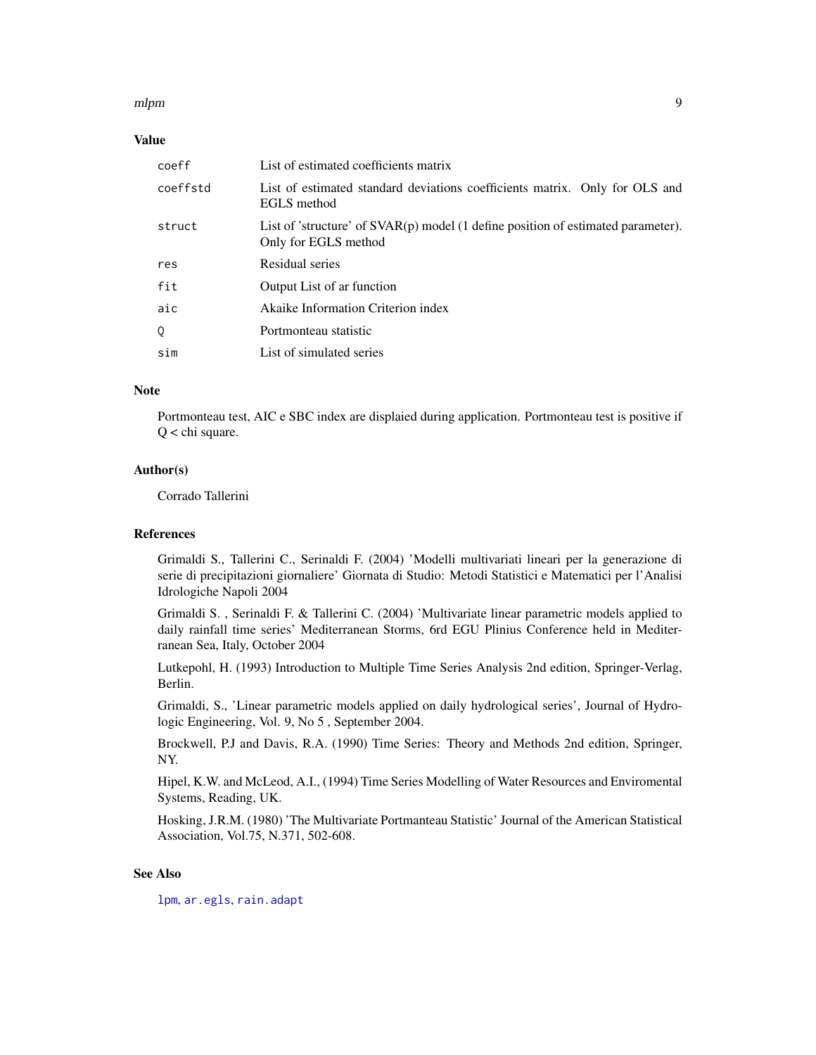## Value

| | |
|---|---|
| `coeff` | List of estimated coefficients matrix |
| `coeffstd` | List of estimated standard deviations coefficients matrix. Only for OLS and EGLS method |
| `struct` | List of 'structure' of SVAR(p) model (1 define position of estimated parameter). Only for EGLS method |
| `res` | Residual series |
| `fit` | Output List of ar function |
| `aic` | Akaike Information Criterion index |
| `Q` | Portmonteau statistic |
| `sim` | List of simulated series |

## Note

Portmonteau test, AIC e SBC index are displaied during application. Portmonteau test is positive if Q < chi square.

## Author(s)

Corrado Tallerini

## References

Grimaldi S., Tallerini C., Serinaldi F. (2004) 'Modelli multivariati lineari per la generazione di serie di precipitazioni giornaliere' Giornata di Studio: Metodi Statistici e Matematici per l'Analisi Idrologiche Napoli 2004

Grimaldi S. , Serinaldi F. & Tallerini C. (2004) 'Multivariate linear parametric models applied to daily rainfall time series' Mediterranean Storms, 6rd EGU Plinius Conference held in Mediterranean Sea, Italy, October 2004

Lutkepohl, H. (1993) Introduction to Multiple Time Series Analysis 2nd edition, Springer-Verlag, Berlin.

Grimaldi, S., 'Linear parametric models applied on daily hydrological series', Journal of Hydrologic Engineering, Vol. 9, No 5 , September 2004.

Brockwell, P.J and Davis, R.A. (1990) Time Series: Theory and Methods 2nd edition, Springer, NY.

Hipel, K.W. and McLeod, A.I., (1994) Time Series Modelling of Water Resources and Enviromental Systems, Reading, UK.

Hosking, J.R.M. (1980) 'The Multivariate Portmanteau Statistic' Journal of the American Statistical Association, Vol.75, N.371, 502-608.

## See Also

`lpm`, `ar.egls`, `rain.adapt`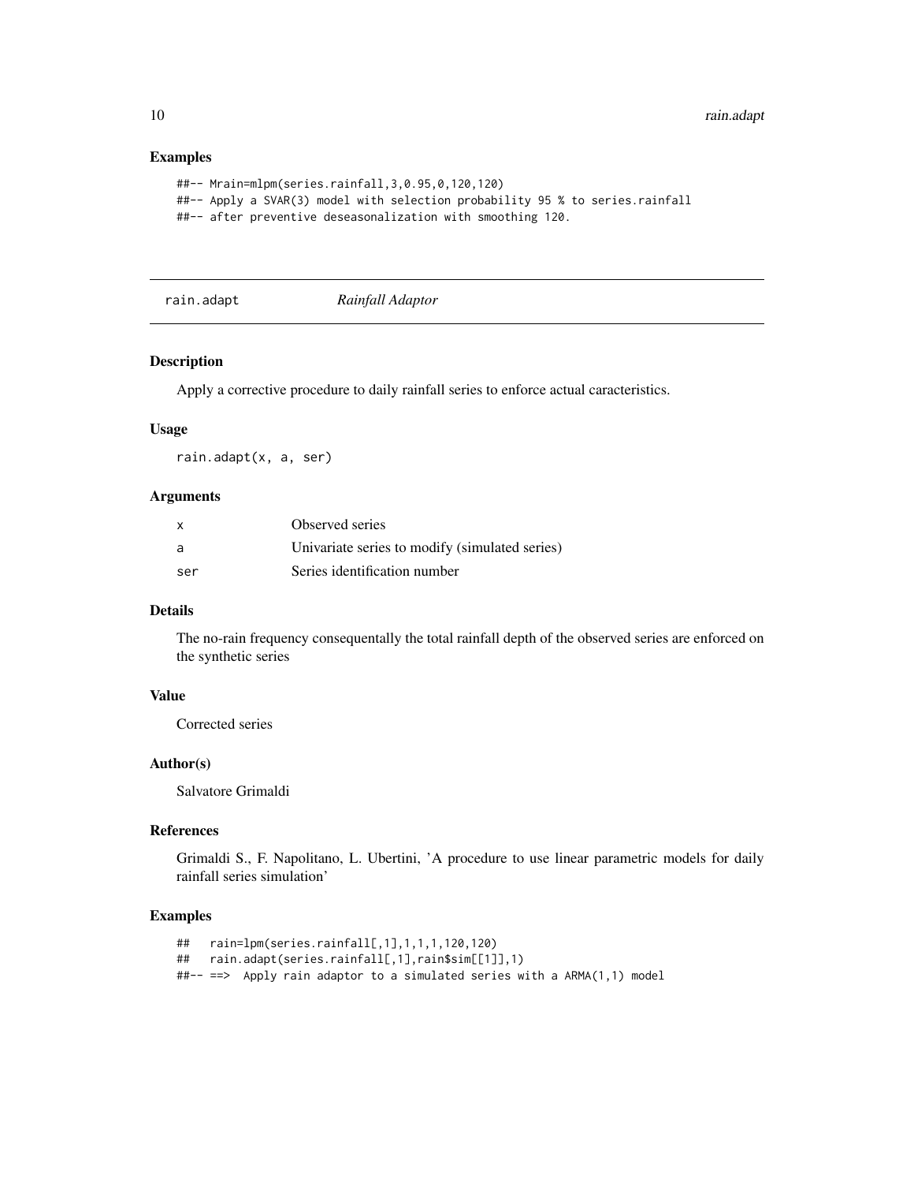## Examples

```
##-- Mrain=mlpm(series.rainfall,3,0.95,0,120,120)
##-- Apply a SVAR(3) model with selection probability 95 % to series.rainfall
##-- after preventive deseasonalization with smoothing 120.
```

---

# rain.adapt *Rainfall Adaptor*

---

## Description

Apply a corrective procedure to daily rainfall series to enforce actual caracteristics.

## Usage

```
rain.adapt(x, a, ser)
```

## Arguments

| | |
|---|---|
| x | Observed series |
| a | Univariate series to modify (simulated series) |
| ser | Series identification number |

## Details

The no-rain frequency consequentally the total rainfall depth of the observed series are enforced on the synthetic series

## Value

Corrected series

## Author(s)

Salvatore Grimaldi

## References

Grimaldi S., F. Napolitano, L. Ubertini, 'A procedure to use linear parametric models for daily rainfall series simulation'

## Examples

```
##   rain=lpm(series.rainfall[,1],1,1,1,120,120)
##   rain.adapt(series.rainfall[,1],rain$sim[[1]],1)
##-- ==>  Apply rain adaptor to a simulated series with a ARMA(1,1) model
```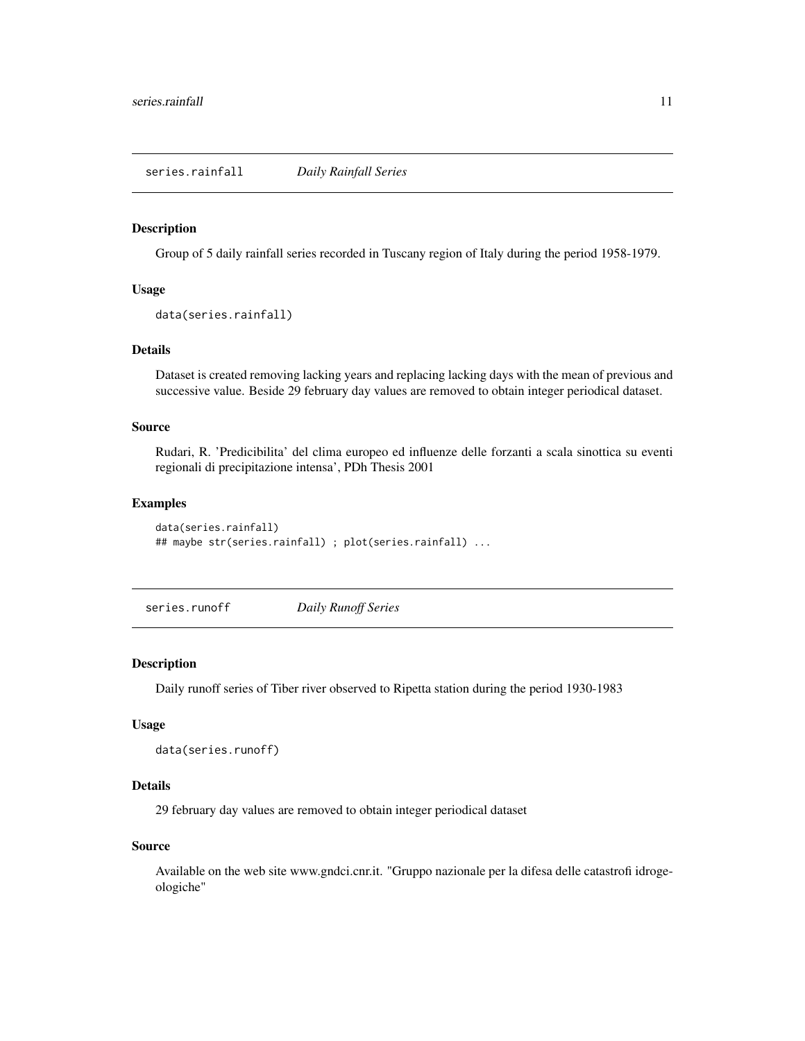## series.rainfall — *Daily Rainfall Series*

### Description

Group of 5 daily rainfall series recorded in Tuscany region of Italy during the period 1958-1979.

### Usage

```
data(series.rainfall)
```

### Details

Dataset is created removing lacking years and replacing lacking days with the mean of previous and successive value. Beside 29 february day values are removed to obtain integer periodical dataset.

### Source

Rudari, R. 'Predicibilita' del clima europeo ed influenze delle forzanti a scala sinottica su eventi regionali di precipitazione intensa', PDh Thesis 2001

### Examples

```
data(series.rainfall)
## maybe str(series.rainfall) ; plot(series.rainfall) ...
```

## series.runoff — *Daily Runoff Series*

### Description

Daily runoff series of Tiber river observed to Ripetta station during the period 1930-1983

### Usage

```
data(series.runoff)
```

### Details

29 february day values are removed to obtain integer periodical dataset

### Source

Available on the web site www.gndci.cnr.it. "Gruppo nazionale per la difesa delle catastrofi idrogeologiche"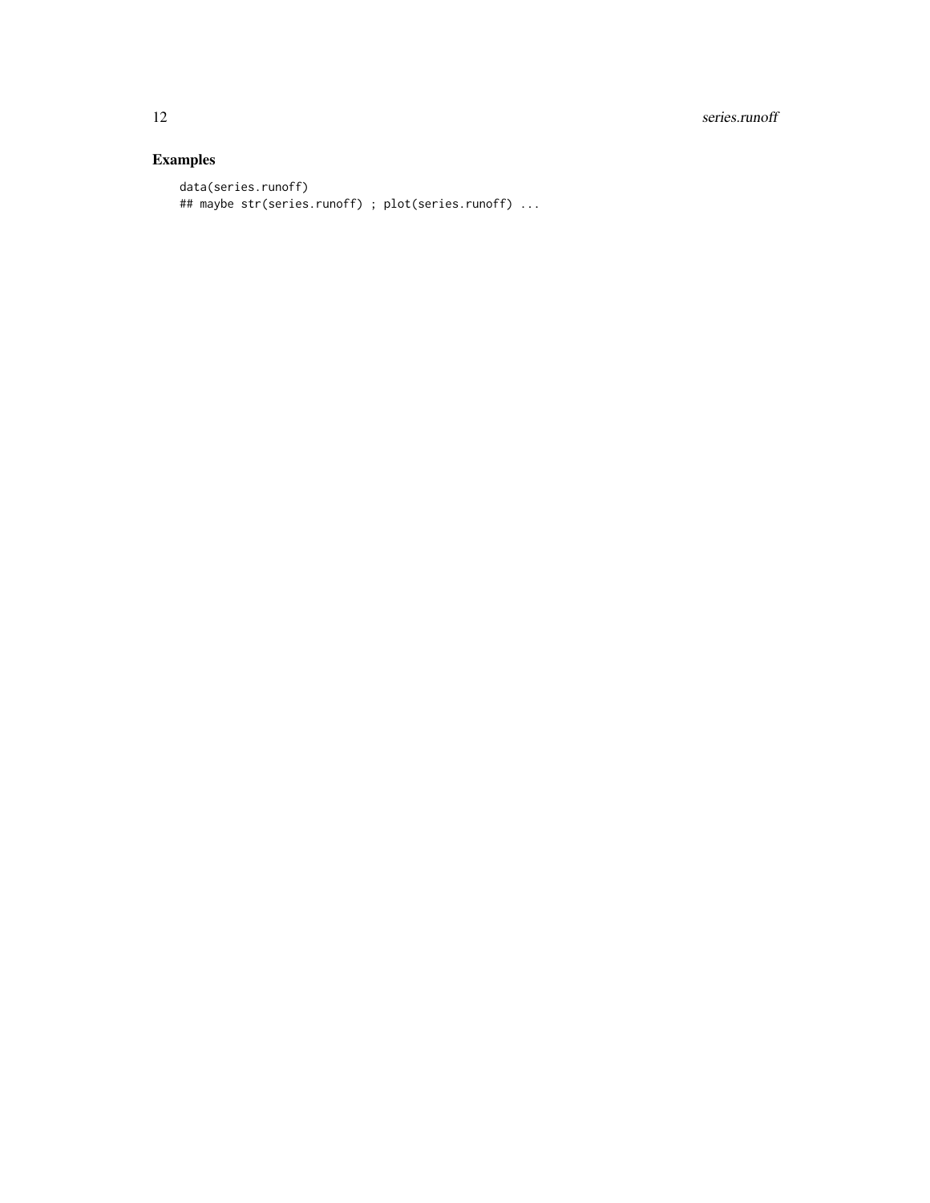# Examples

```
data(series.runoff)
## maybe str(series.runoff) ; plot(series.runoff) ...
```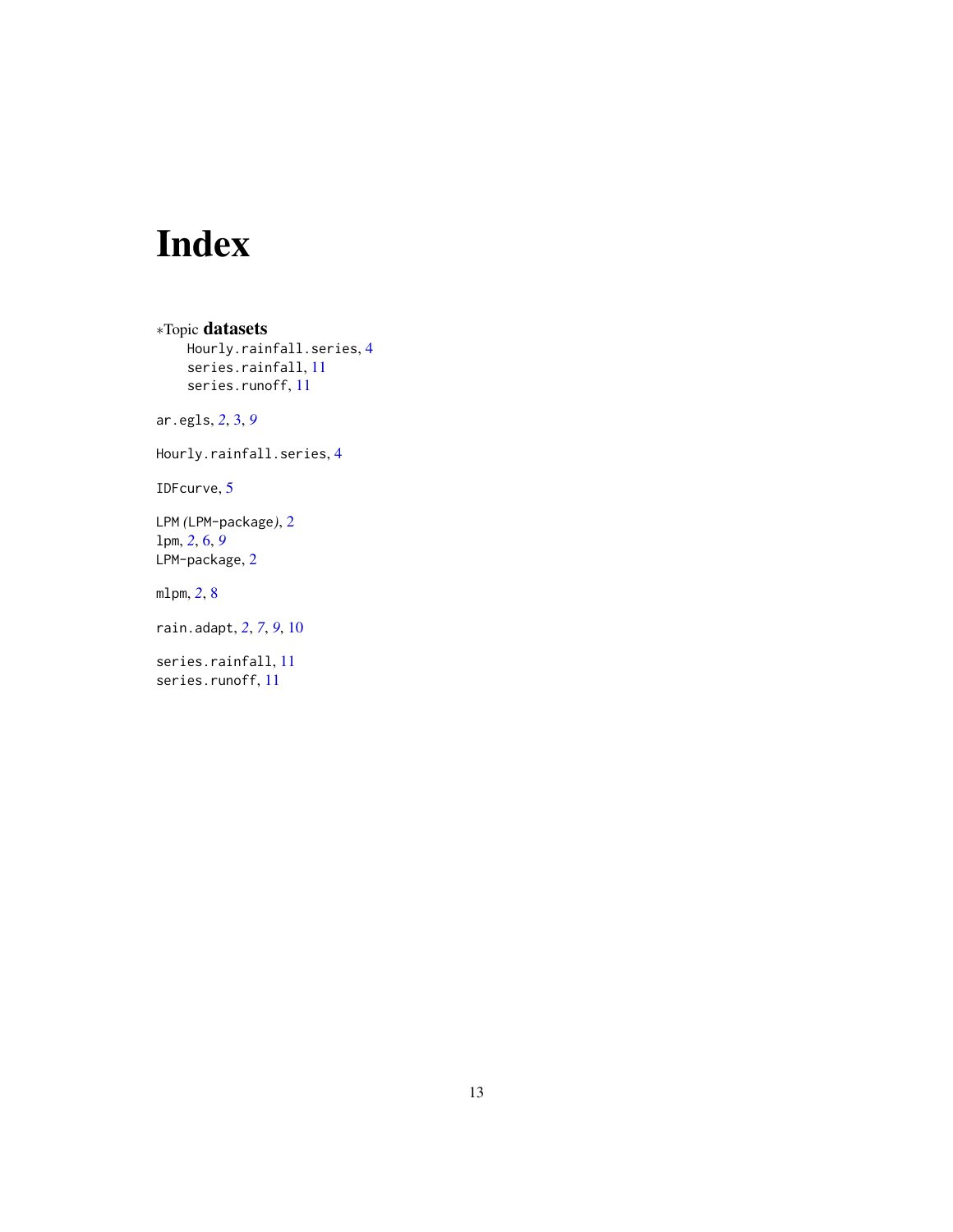# Index

*Topic **datasets**
    Hourly.rainfall.series, 4
    series.rainfall, 11
    series.runoff, 11

ar.egls, *2*, 3, *9*

Hourly.rainfall.series, 4

IDFcurve, 5

LPM *(*LPM-package*)*, 2
lpm, *2*, 6, *9*
LPM-package, 2

mlpm, *2*, 8

rain.adapt, *2*, *7*, *9*, 10

series.rainfall, 11
series.runoff, 11